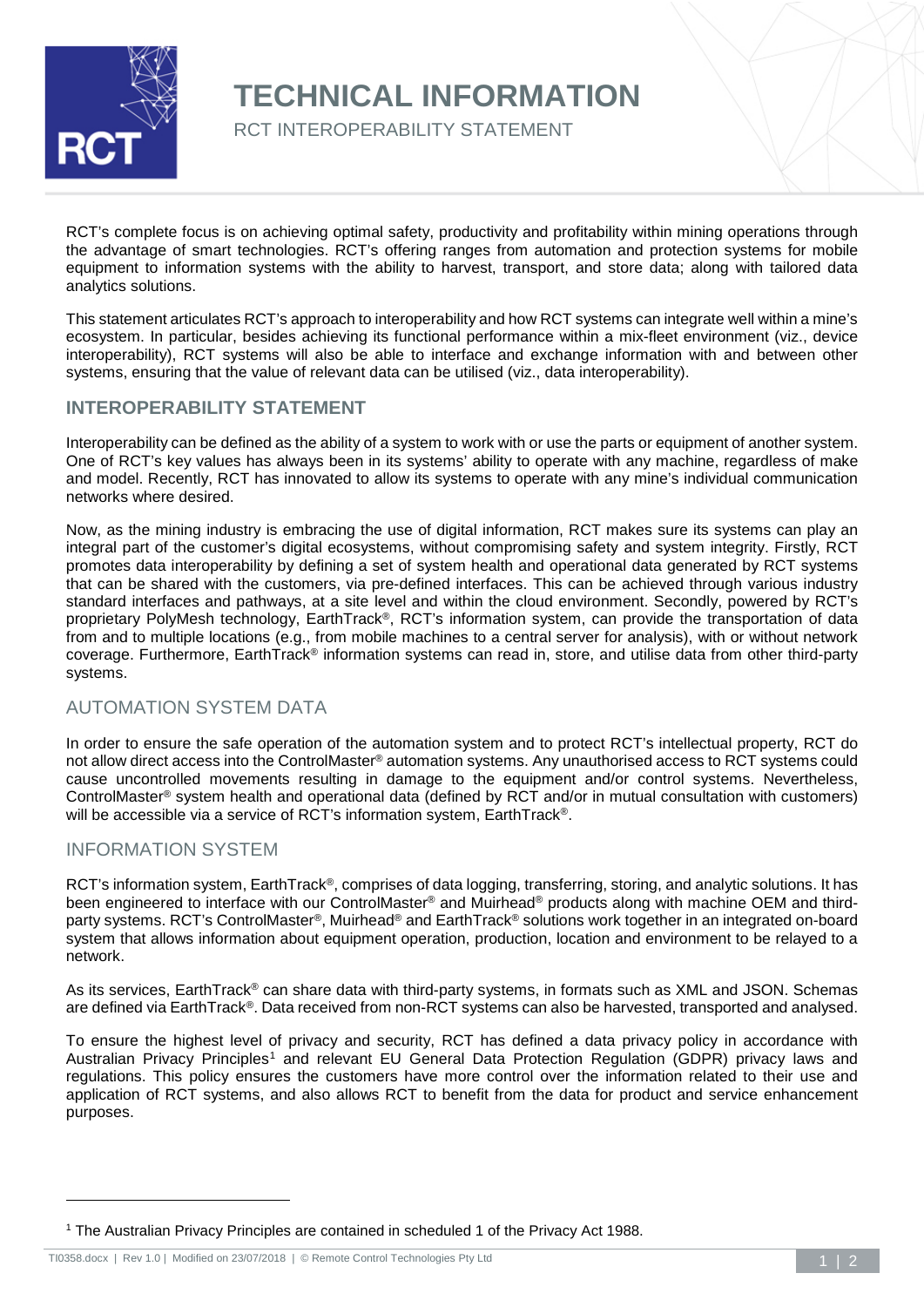# TECHNICAL INFORMATION

RCT INTEROPERABILITY STATEMENT

RCT's complete focus is on achieving optimal safety, productivity and profitability within mining operations through the advantage of smart technologies. RCT's offering ranges from automation and protection systems for mobile equipment to information systems with the ability to harvest, transport, and store data; along with tailored data analytics solutions.

This statement articulates RCT's approach to interoperability and how RCT systems can integrate well within a mine's ecosystem. In particular, besides achieving its functional performance within a mix-fleet environment (viz., device interoperability), RCT systems will also be able to interface and exchange information with and between other systems, ensuring that the value of relevant data can be utilised (viz., data interoperability).

## INTEROPERABILITY STATEMENT

Interoperability can be defined as the ability of a system to work with or use the parts or equipment of another system. One of RCT's key values has always been in its systems' ability to operate with any machine, regardless of make and model. Recently, RCT has innovated to allow its systems to operate with any mine's individual communication networks where desired.

Now, as the mining industry is embracing the use of digital information, RCT makes sure its systems can play an integral part of the customer's digital ecosystems, without compromising safety and system integrity. Firstly, RCT promotes data interoperability by defining a set of system health and operational data generated by RCT systems that can be shared with the customers, via pre-defined interfaces. This can be achieved through various industry standard interfaces and pathways, at a site level and within the cloud environment. Secondly, powered by RCT's proprietary PolyMesh technology, EarthTrack®, RCT's information system, can provide the transportation of data from and to multiple locations (e.g., from mobile machines to a central server for analysis), with or without network coverage. Furthermore, EarthTrack® information systems can read in, store, and utilise data from other third-party systems.

### AUTOMATION SYSTEM DATA

In order to ensure the safe operation of the automation system and to protect RCT's intellectual property, RCT do not allow direct access into the ControlMaster® automation systems. Any unauthorised access to RCT systems could cause uncontrolled movements resulting in damage to the equipment and/or control systems. Nevertheless, ControlMaster® system health and operational data (defined by RCT and/or in mutual consultation with customers) will be accessible via a service of RCT's information system, EarthTrack®.

### INFORMATION SYSTEM

RCT's information system, EarthTrack®, comprises of data logging, transferring, storing, and analytic solutions. It has been engineered to interface with our ControlMaster® and Muirhead® products along with machine OEM and third-party systems. RCT's ControlMaster®, Muirhead® and EarthTrack® solutions work together in an integrated on-board system that allows information about equipment operation, production, location and environment to be relayed to a network.

As its services, EarthTrack® can share data with third-party systems, in formats such as XML and JSON. Schemas are defined via EarthTrack®. Data received from non-RCT systems can also be harvested, transported and analysed.

To ensure the highest level of privacy and security, RCT has defined a data privacy policy in accordance with Australian Privacy Principles[1] and relevant EU General Data Protection Regulation (GDPR) privacy laws and regulations. This policy ensures the customers have more control over the information related to their use and application of RCT systems, and also allows RCT to benefit from the data for product and service enhancement purposes.

[1] The Australian Privacy Principles are contained in scheduled 1 of the Privacy Act 1988.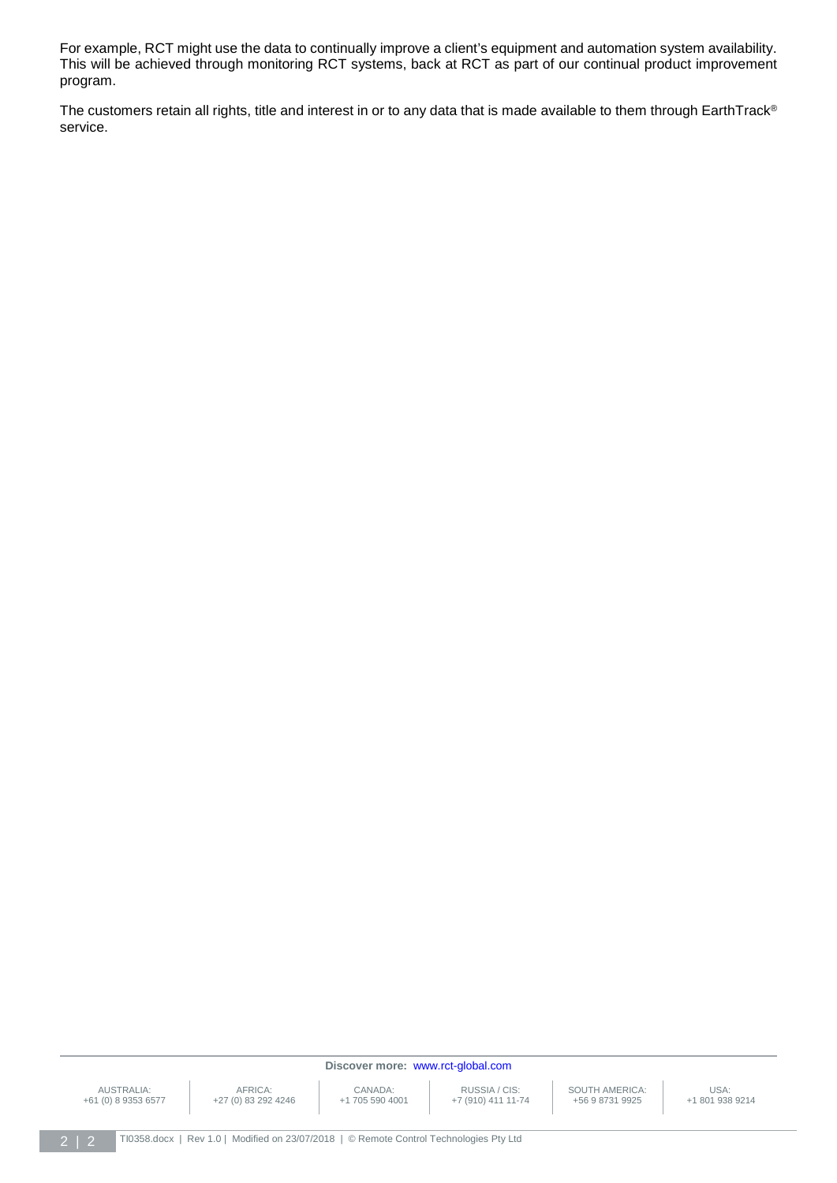For example, RCT might use the data to continually improve a client's equipment and automation system availability. This will be achieved through monitoring RCT systems, back at RCT as part of our continual product improvement program.

The customers retain all rights, title and interest in or to any data that is made available to them through EarthTrack® service.